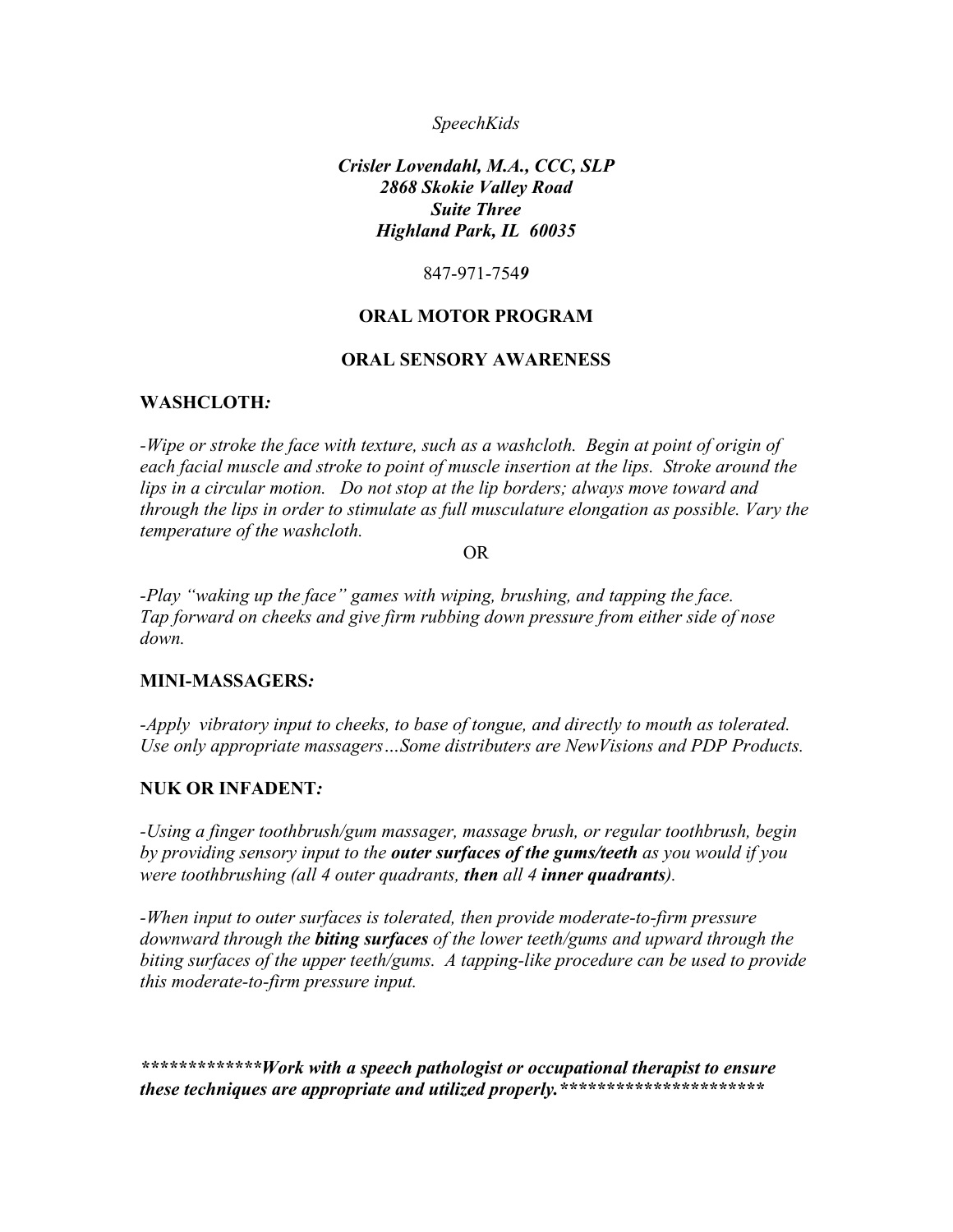*SpeechKids*

***Crisler Lovendahl, M.A., CCC, SLP***
***2868 Skokie Valley Road***
***Suite Three***
***Highland Park, IL 60035***

847-971-754*9*

## ORAL MOTOR PROGRAM

## ORAL SENSORY AWARENESS

### WASHCLOTH*:*

*-Wipe or stroke the face with texture, such as a washcloth. Begin at point of origin of each facial muscle and stroke to point of muscle insertion at the lips. Stroke around the lips in a circular motion. Do not stop at the lip borders; always move toward and through the lips in order to stimulate as full musculature elongation as possible. Vary the temperature of the washcloth.*

OR

*-Play "waking up the face" games with wiping, brushing, and tapping the face. Tap forward on cheeks and give firm rubbing down pressure from either side of nose down.*

### MINI-MASSAGERS*:*

*-Apply vibratory input to cheeks, to base of tongue, and directly to mouth as tolerated. Use only appropriate massagers…Some distributers are NewVisions and PDP Products.*

### NUK OR INFADENT*:*

*-Using a finger toothbrush/gum massager, massage brush, or regular toothbrush, begin by providing sensory input to the **outer surfaces of the gums/teeth** as you would if you were toothbrushing (all 4 outer quadrants, **then** all 4 **inner quadrants**).*

*-When input to outer surfaces is tolerated, then provide moderate-to-firm pressure downward through the **biting surfaces** of the lower teeth/gums and upward through the biting surfaces of the upper teeth/gums. A tapping-like procedure can be used to provide this moderate-to-firm pressure input.*

***************Work with a speech pathologist or occupational therapist to ensure these techniques are appropriate and utilized properly.**********************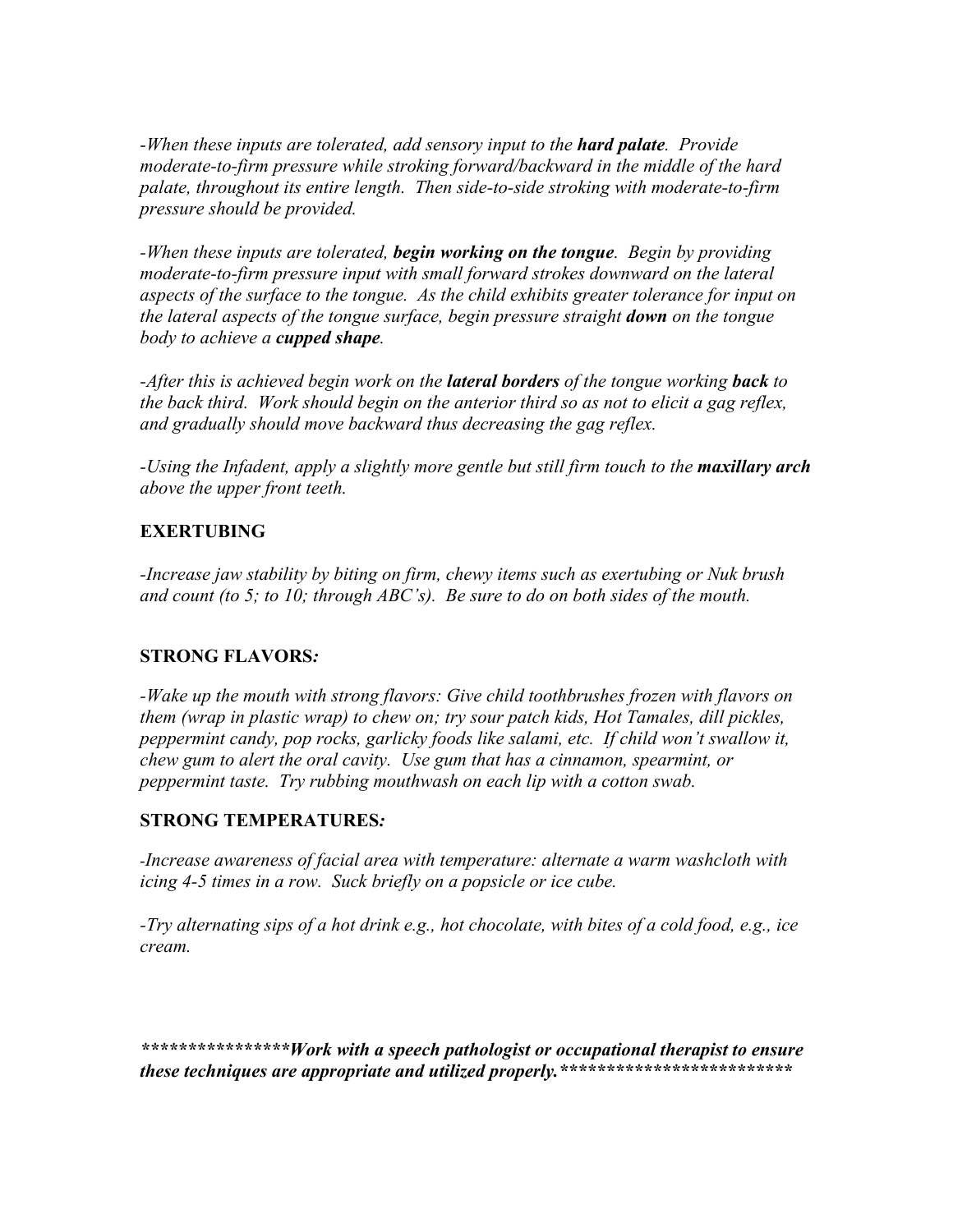*-When these inputs are tolerated, add sensory input to the* ***hard palate****. Provide moderate-to-firm pressure while stroking forward/backward in the middle of the hard palate, throughout its entire length. Then side-to-side stroking with moderate-to-firm pressure should be provided.*

*-When these inputs are tolerated,* ***begin working on the tongue****. Begin by providing moderate-to-firm pressure input with small forward strokes downward on the lateral aspects of the surface to the tongue. As the child exhibits greater tolerance for input on the lateral aspects of the tongue surface, begin pressure straight* ***down*** *on the tongue body to achieve a* ***cupped shape****.*

*-After this is achieved begin work on the* ***lateral borders*** *of the tongue working* ***back*** *to the back third. Work should begin on the anterior third so as not to elicit a gag reflex, and gradually should move backward thus decreasing the gag reflex.*

*-Using the Infadent, apply a slightly more gentle but still firm touch to the* ***maxillary arch*** *above the upper front teeth.*

**EXERTUBING**

*-Increase jaw stability by biting on firm, chewy items such as exertubing or Nuk brush and count (to 5; to 10; through ABC's). Be sure to do on both sides of the mouth.*

**STRONG FLAVORS*:***

*-Wake up the mouth with strong flavors: Give child toothbrushes frozen with flavors on them (wrap in plastic wrap) to chew on; try sour patch kids, Hot Tamales, dill pickles, peppermint candy, pop rocks, garlicky foods like salami, etc. If child won't swallow it, chew gum to alert the oral cavity. Use gum that has a cinnamon, spearmint, or peppermint taste. Try rubbing mouthwash on each lip with a cotton swab.*

**STRONG TEMPERATURES*:***

*-Increase awareness of facial area with temperature: alternate a warm washcloth with icing 4-5 times in a row. Suck briefly on a popsicle or ice cube.*

*-Try alternating sips of a hot drink e.g., hot chocolate, with bites of a cold food, e.g., ice cream.*

***\*\*\*\*\*\*\*\*\*\*\*\*\*\*\*\*Work with a speech pathologist or occupational therapist to ensure these techniques are appropriate and utilized properly.\*\*\*\*\*\*\*\*\*\*\*\*\*\*\*\*\*\*\*\*\*\*\*\*\****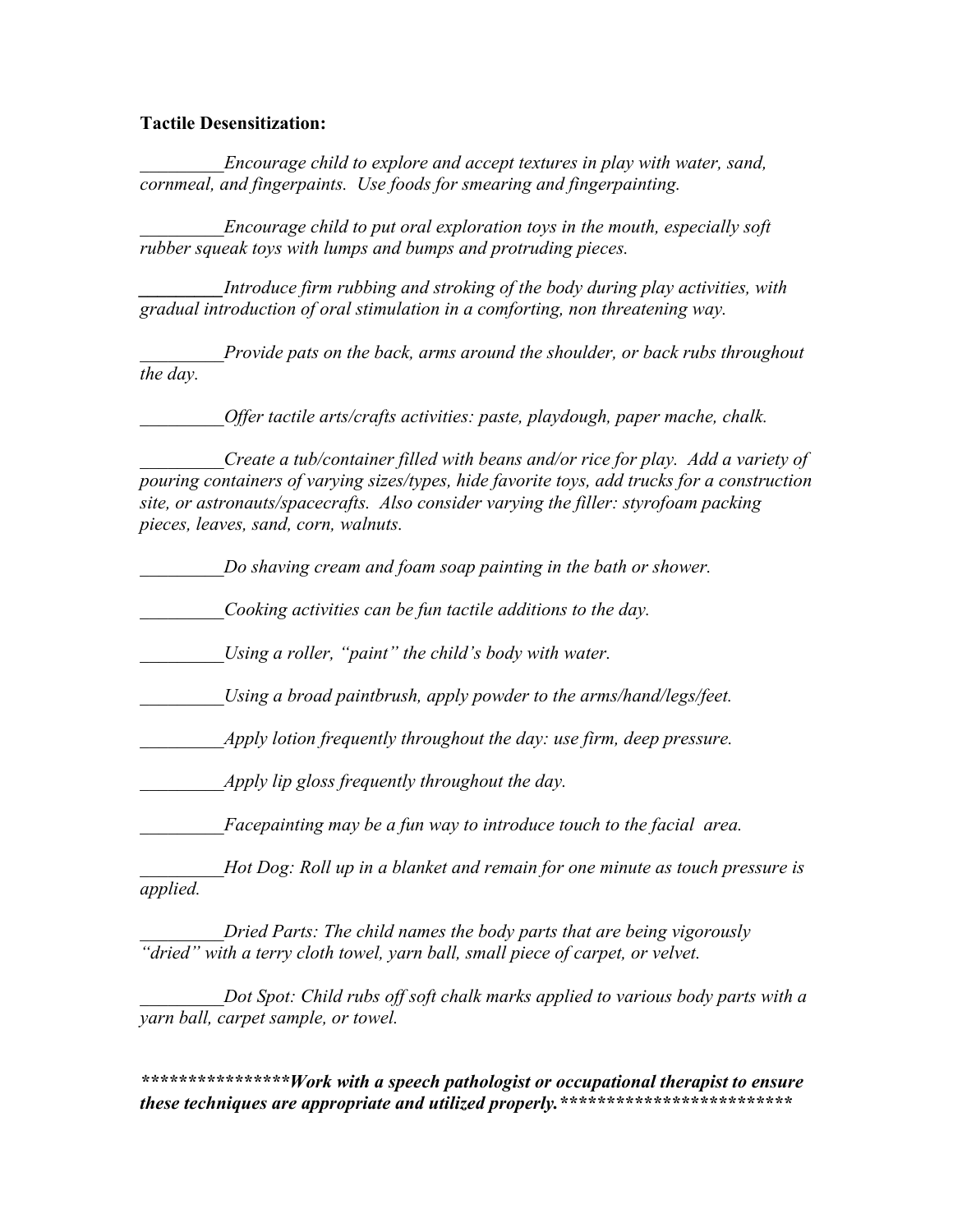**Tactile Desensitization:**

_________*Encourage child to explore and accept textures in play with water, sand, cornmeal, and fingerpaints. Use foods for smearing and fingerpainting.*

_________*Encourage child to put oral exploration toys in the mouth, especially soft rubber squeak toys with lumps and bumps and protruding pieces.*

_________*Introduce firm rubbing and stroking of the body during play activities, with gradual introduction of oral stimulation in a comforting, non threatening way.*

_________*Provide pats on the back, arms around the shoulder, or back rubs throughout the day.*

_________*Offer tactile arts/crafts activities: paste, playdough, paper mache, chalk.*

_________*Create a tub/container filled with beans and/or rice for play. Add a variety of pouring containers of varying sizes/types, hide favorite toys, add trucks for a construction site, or astronauts/spacecrafts. Also consider varying the filler: styrofoam packing pieces, leaves, sand, corn, walnuts.*

_________*Do shaving cream and foam soap painting in the bath or shower.*

_________*Cooking activities can be fun tactile additions to the day.*

_________*Using a roller, "paint" the child's body with water.*

_________*Using a broad paintbrush, apply powder to the arms/hand/legs/feet.*

_________*Apply lotion frequently throughout the day: use firm, deep pressure.*

_________*Apply lip gloss frequently throughout the day.*

_________*Facepainting may be a fun way to introduce touch to the facial area.*

_________*Hot Dog: Roll up in a blanket and remain for one minute as touch pressure is applied.*

_________*Dried Parts: The child names the body parts that are being vigorously "dried" with a terry cloth towel, yarn ball, small piece of carpet, or velvet.*

_________*Dot Spot: Child rubs off soft chalk marks applied to various body parts with a yarn ball, carpet sample, or towel.*

***************Work with a speech pathologist or occupational therapist to ensure these techniques are appropriate and utilized properly.*************************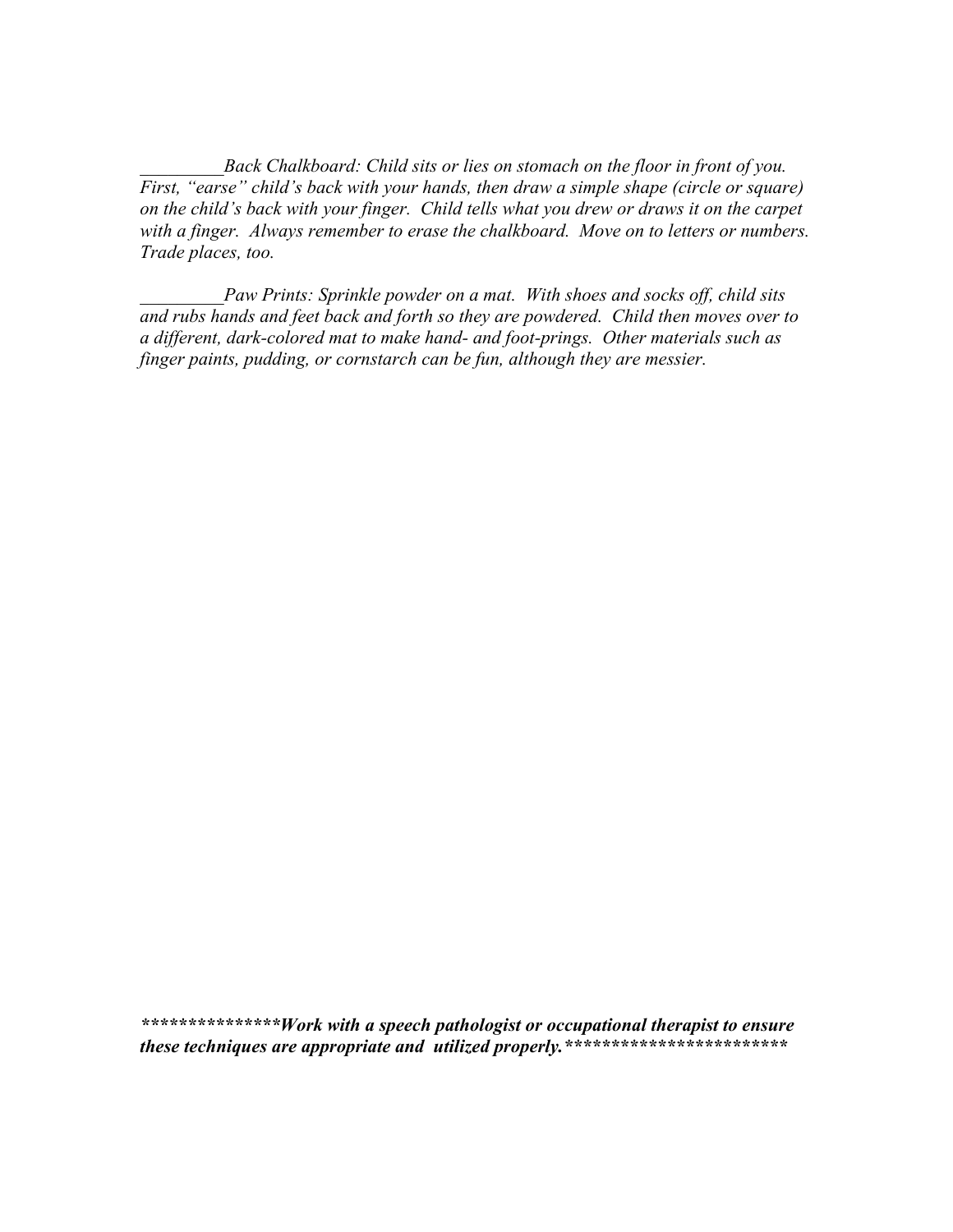*_________Back Chalkboard: Child sits or lies on stomach on the floor in front of you. First, "earse" child's back with your hands, then draw a simple shape (circle or square) on the child's back with your finger. Child tells what you drew or draws it on the carpet with a finger. Always remember to erase the chalkboard. Move on to letters or numbers. Trade places, too.*

*_________Paw Prints: Sprinkle powder on a mat. With shoes and socks off, child sits and rubs hands and feet back and forth so they are powdered. Child then moves over to a different, dark-colored mat to make hand- and foot-prings. Other materials such as finger paints, pudding, or cornstarch can be fun, although they are messier.*

***************Work with a speech pathologist or occupational therapist to ensure these techniques are appropriate and utilized properly.************************